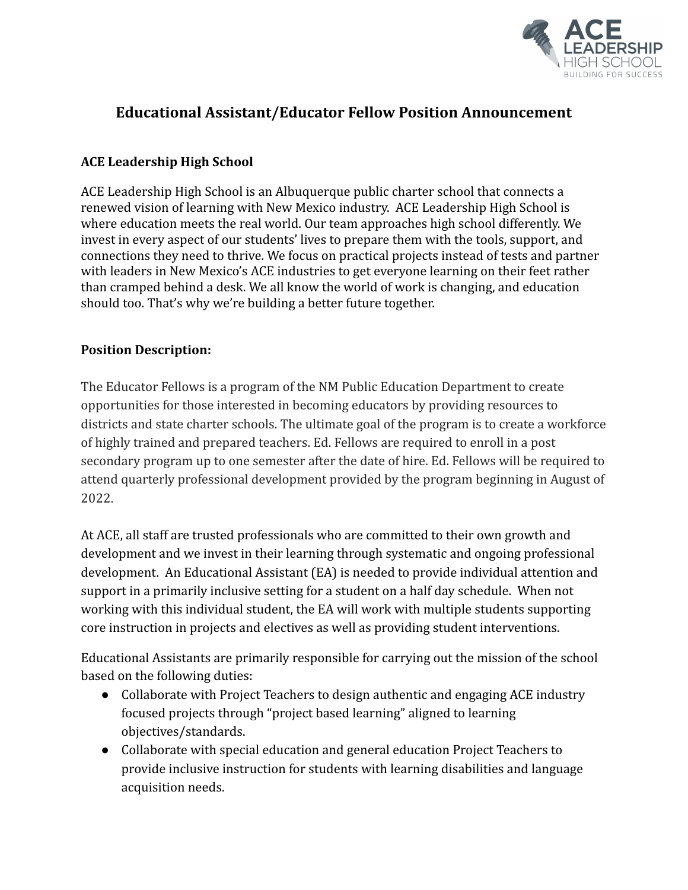# Educational Assistant/Educator Fellow Position Announcement

**ACE Leadership High School**

ACE Leadership High School is an Albuquerque public charter school that connects a renewed vision of learning with New Mexico industry. ACE Leadership High School is where education meets the real world. Our team approaches high school differently. We invest in every aspect of our students' lives to prepare them with the tools, support, and connections they need to thrive. We focus on practical projects instead of tests and partner with leaders in New Mexico's ACE industries to get everyone learning on their feet rather than cramped behind a desk. We all know the world of work is changing, and education should too. That's why we're building a better future together.

**Position Description:**

The Educator Fellows is a program of the NM Public Education Department to create opportunities for those interested in becoming educators by providing resources to districts and state charter schools. The ultimate goal of the program is to create a workforce of highly trained and prepared teachers. Ed. Fellows are required to enroll in a post secondary program up to one semester after the date of hire. Ed. Fellows will be required to attend quarterly professional development provided by the program beginning in August of 2022.

At ACE, all staff are trusted professionals who are committed to their own growth and development and we invest in their learning through systematic and ongoing professional development. An Educational Assistant (EA) is needed to provide individual attention and support in a primarily inclusive setting for a student on a half day schedule. When not working with this individual student, the EA will work with multiple students supporting core instruction in projects and electives as well as providing student interventions.

Educational Assistants are primarily responsible for carrying out the mission of the school based on the following duties:

- Collaborate with Project Teachers to design authentic and engaging ACE industry focused projects through "project based learning" aligned to learning objectives/standards.
- Collaborate with special education and general education Project Teachers to provide inclusive instruction for students with learning disabilities and language acquisition needs.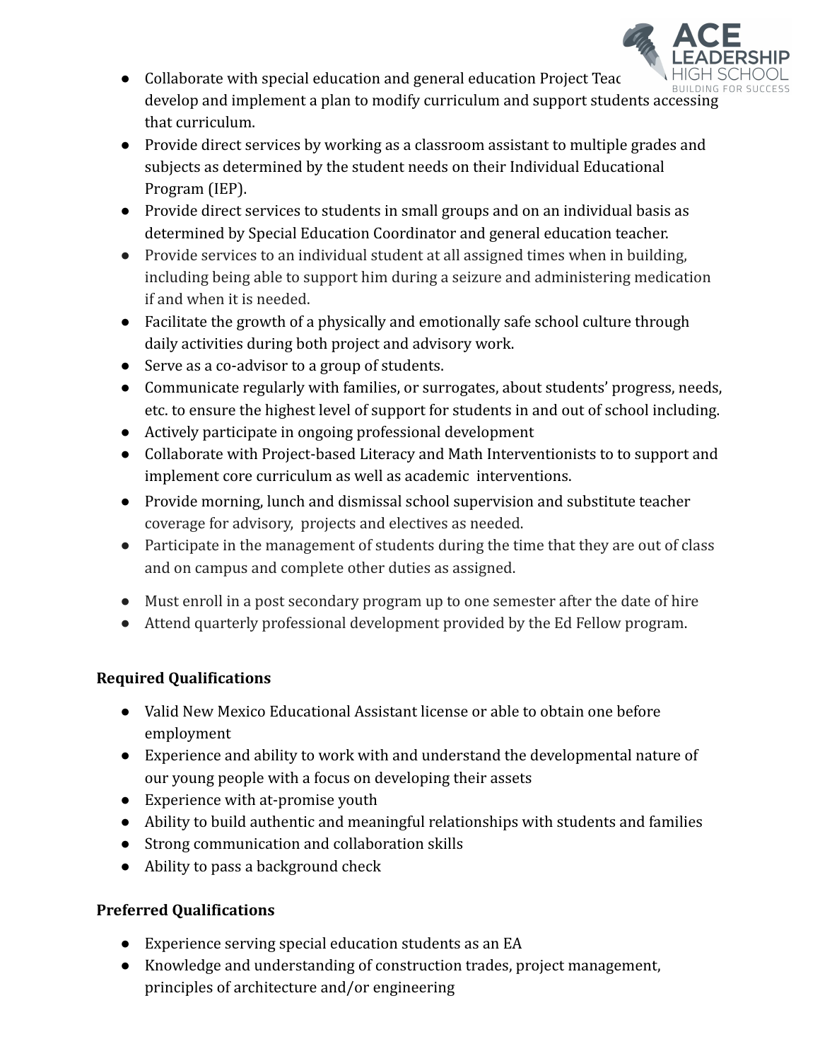- Collaborate with special education and general education Project Teac develop and implement a plan to modify curriculum and support students accessing that curriculum.
- Provide direct services by working as a classroom assistant to multiple grades and subjects as determined by the student needs on their Individual Educational Program (IEP).
- Provide direct services to students in small groups and on an individual basis as determined by Special Education Coordinator and general education teacher.
- Provide services to an individual student at all assigned times when in building, including being able to support him during a seizure and administering medication if and when it is needed.
- Facilitate the growth of a physically and emotionally safe school culture through daily activities during both project and advisory work.
- Serve as a co-advisor to a group of students.
- Communicate regularly with families, or surrogates, about students' progress, needs, etc. to ensure the highest level of support for students in and out of school including.
- Actively participate in ongoing professional development
- Collaborate with Project-based Literacy and Math Interventionists to to support and implement core curriculum as well as academic interventions.
- Provide morning, lunch and dismissal school supervision and substitute teacher coverage for advisory, projects and electives as needed.
- Participate in the management of students during the time that they are out of class and on campus and complete other duties as assigned.
- Must enroll in a post secondary program up to one semester after the date of hire
- Attend quarterly professional development provided by the Ed Fellow program.

**Required Qualifications**

- Valid New Mexico Educational Assistant license or able to obtain one before employment
- Experience and ability to work with and understand the developmental nature of our young people with a focus on developing their assets
- Experience with at-promise youth
- Ability to build authentic and meaningful relationships with students and families
- Strong communication and collaboration skills
- Ability to pass a background check

**Preferred Qualifications**

- Experience serving special education students as an EA
- Knowledge and understanding of construction trades, project management, principles of architecture and/or engineering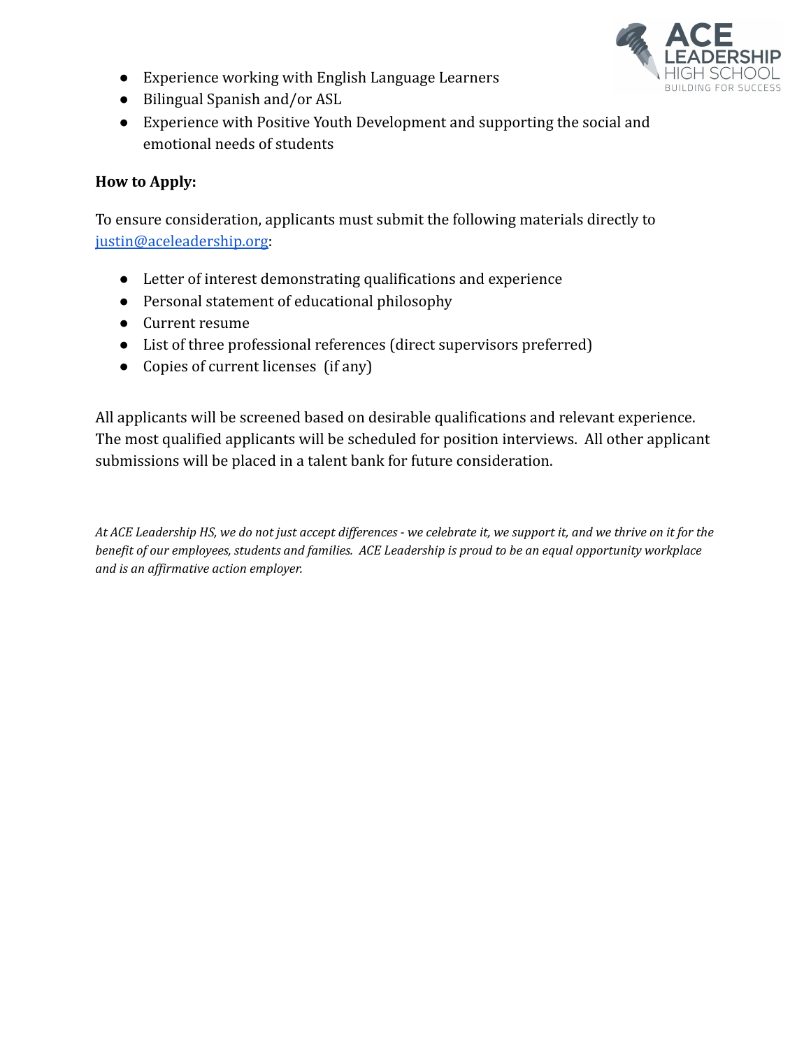- Experience working with English Language Learners
- Bilingual Spanish and/or ASL
- Experience with Positive Youth Development and supporting the social and emotional needs of students

**How to Apply:**

To ensure consideration, applicants must submit the following materials directly to [justin@aceleadership.org](mailto:justin@aceleadership.org):

- Letter of interest demonstrating qualifications and experience
- Personal statement of educational philosophy
- Current resume
- List of three professional references (direct supervisors preferred)
- Copies of current licenses (if any)

All applicants will be screened based on desirable qualifications and relevant experience. The most qualified applicants will be scheduled for position interviews. All other applicant submissions will be placed in a talent bank for future consideration.

*At ACE Leadership HS, we do not just accept differences - we celebrate it, we support it, and we thrive on it for the benefit of our employees, students and families. ACE Leadership is proud to be an equal opportunity workplace and is an affirmative action employer.*